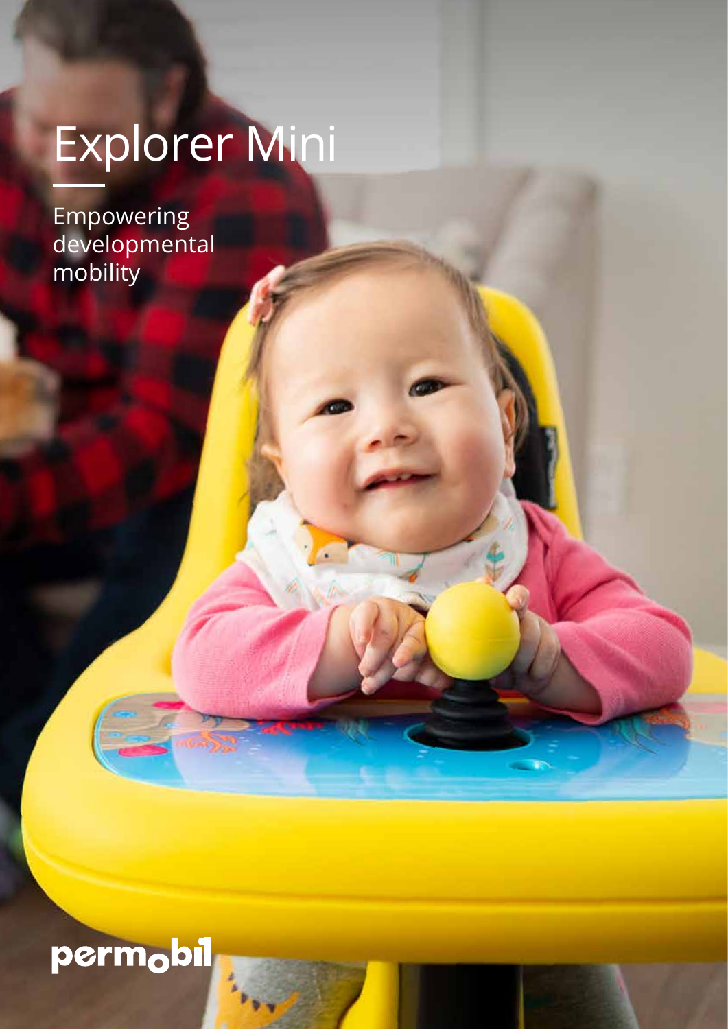# Explorer Mini

Empowering developmental mobility

permobil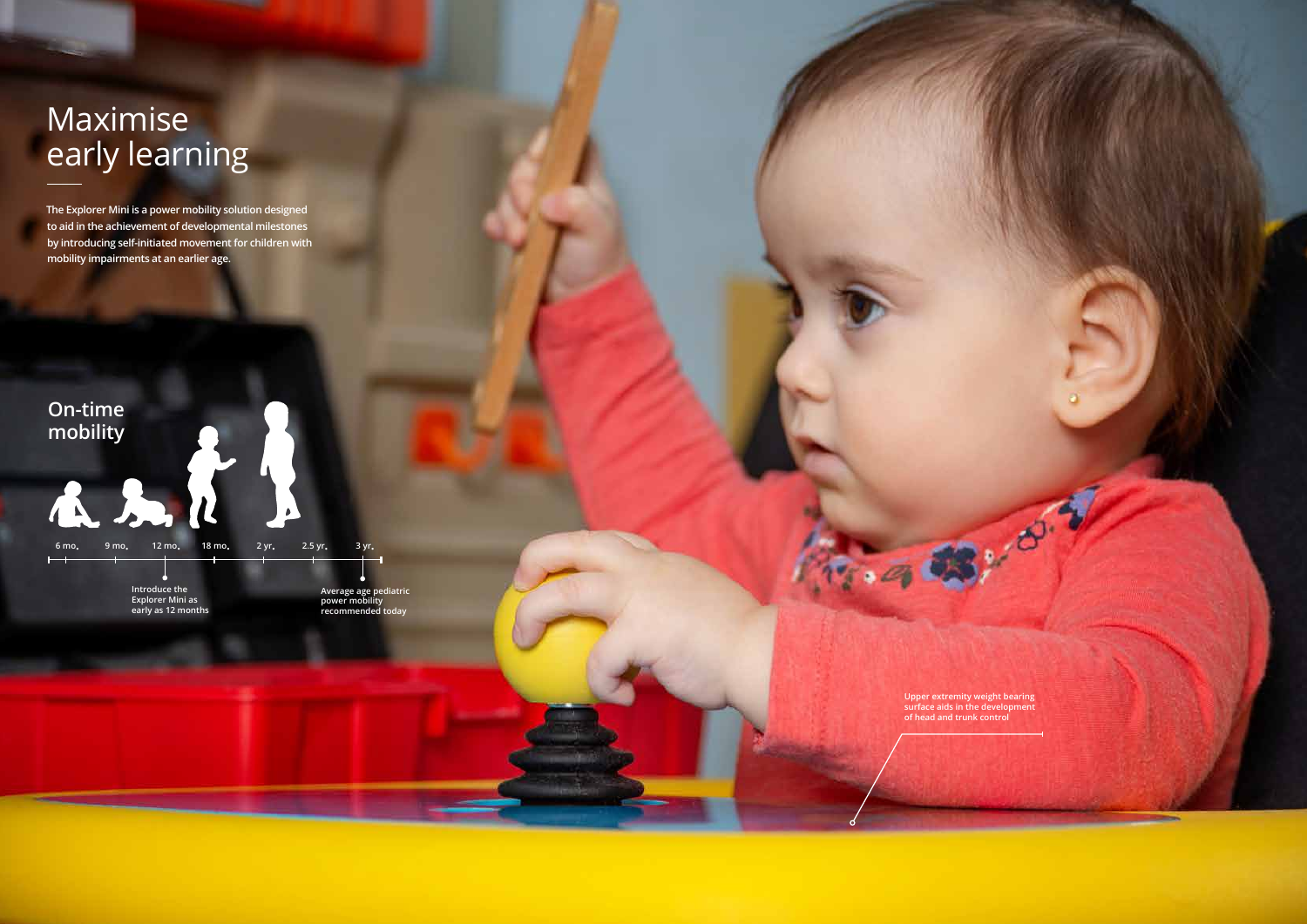# Maximise early learning

The Explorer Mini is a power mobility solution designed to aid in the achievement of developmental milestones by introducing self-initiated movement for children with mobility impairments at an earlier age.

## On-time mobility

6 mo. | 9 mo. | 12 mo. | 18 mo. | 2 yr. | 2.5 yr. | 3 yr.

Introduce the Explorer Mini as early as 12 months

Average age pediatric power mobility recommended today

Upper extremity weight bearing surface aids in the development of head and trunk control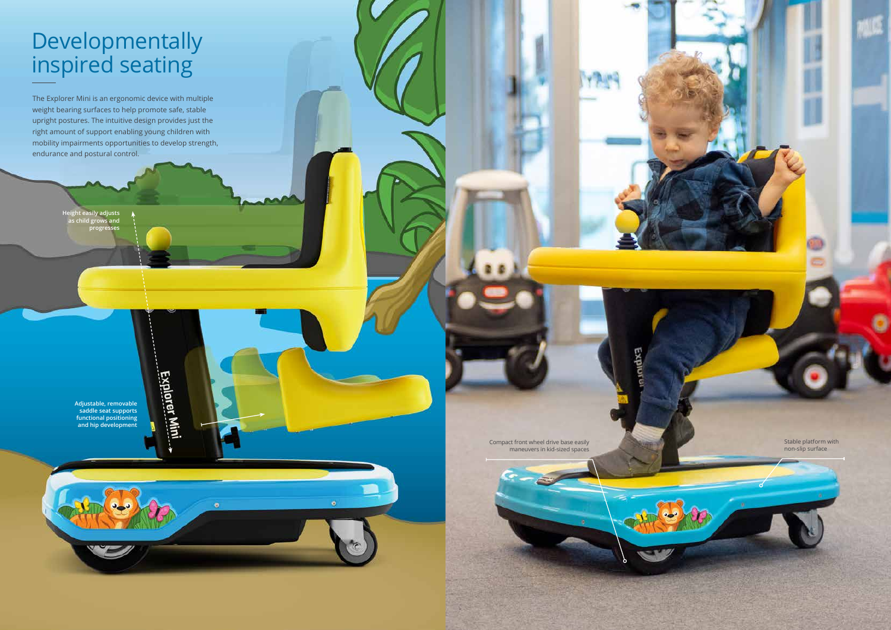# Developmentally inspired seating

The Explorer Mini is an ergonomic device with multiple weight bearing surfaces to help promote safe, stable upright postures. The intuitive design provides just the right amount of support enabling young children with mobility impairments opportunities to develop strength, endurance and postural control.

**Height easily adjusts as child grows and progresses**

**Adjustable, removable saddle seat supports functional positioning and hip development**

Compact front wheel drive base easily maneuvers in kid-sized spaces

Stable platform with non-slip surface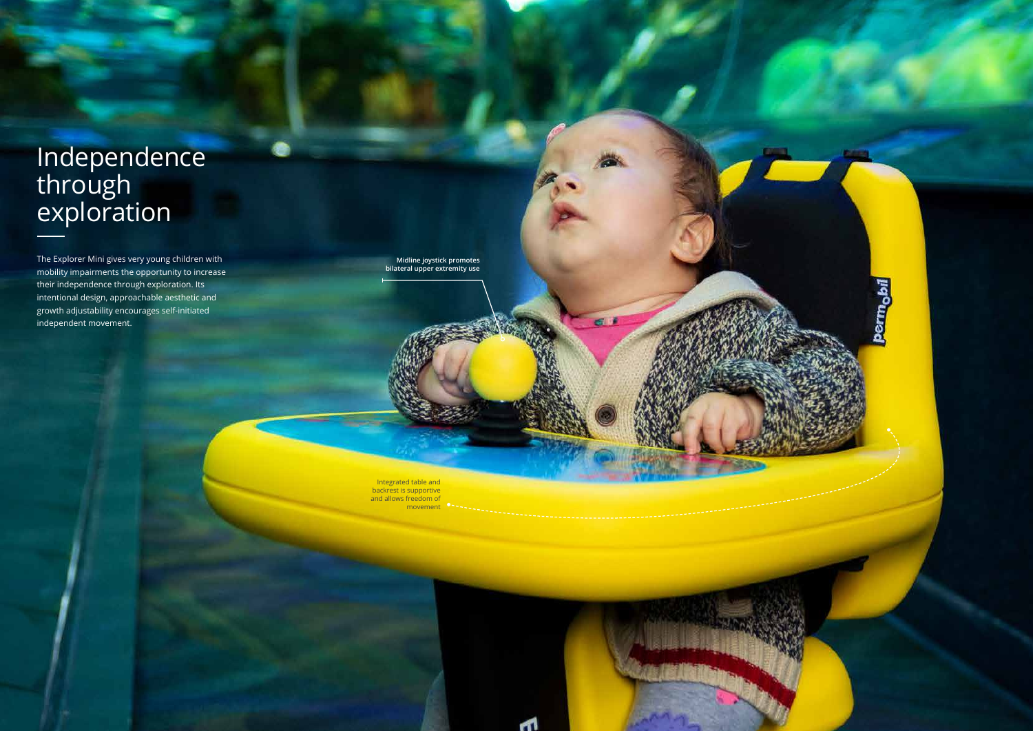# Independence through exploration

The Explorer Mini gives very young children with mobility impairments the opportunity to increase their independence through exploration. Its intentional design, approachable aesthetic and growth adjustability encourages self-initiated independent movement.

**Midline joystick promotes bilateral upper extremity use**

Integrated table and backrest is supportive and allows freedom of movement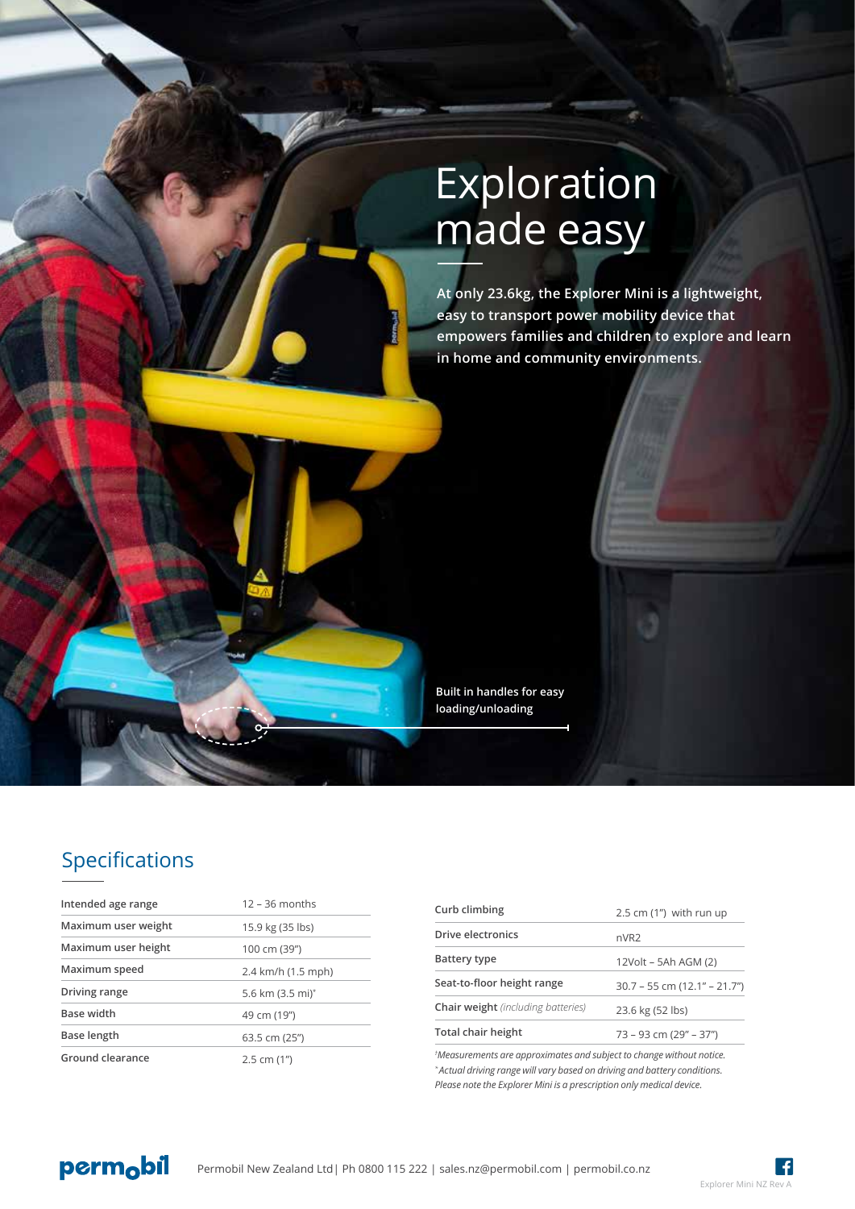# Exploration made easy

**At only 23.6kg, the Explorer Mini is a lightweight, easy to transport power mobility device that empowers families and children to explore and learn in home and community environments.**

Built in handles for easy loading/unloading

## Specifications

| | |
|---|---|
| Intended age range | 12 – 36 months |
| Maximum user weight | 15.9 kg (35 lbs) |
| Maximum user height | 100 cm (39") |
| Maximum speed | 2.4 km/h (1.5 mph) |
| Driving range | 5.6 km (3.5 mi)* |
| Base width | 49 cm (19") |
| Base length | 63.5 cm (25") |
| Ground clearance | 2.5 cm (1") |
| Curb climbing | 2.5 cm (1") with run up |
| Drive electronics | nVR2 |
| Battery type | 12Volt – 5Ah AGM (2) |
| Seat-to-floor height range | 30.7 – 55 cm (12.1" – 21.7") |
| Chair weight *(including batteries)* | 23.6 kg (52 lbs) |
| Total chair height | 73 – 93 cm (29" – 37") |

*†Measurements are approximates and subject to change without notice.*
*\*Actual driving range will vary based on driving and battery conditions.*
*Please note the Explorer Mini is a prescription only medical device.*

permobil

Permobil New Zealand Ltd | Ph 0800 115 222 | sales.nz@permobil.com | permobil.co.nz

Explorer Mini NZ Rev A